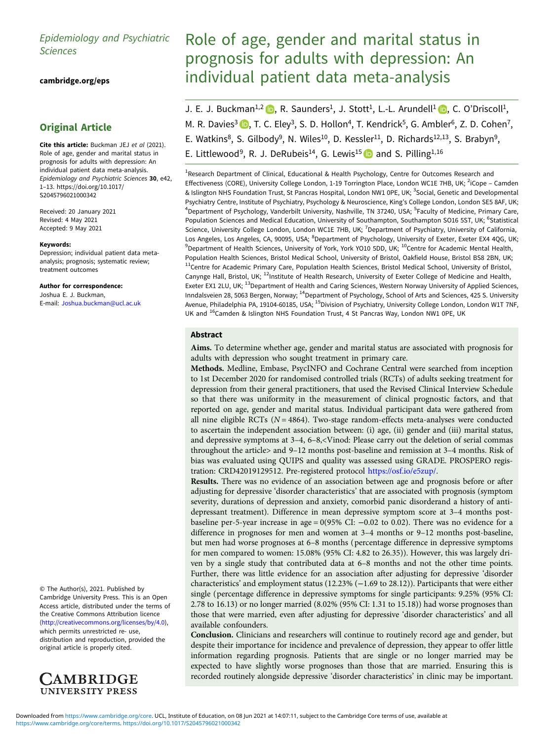Epidemiology and Psychiatric Sciences

cambridge.org/eps

## Original Article

**Cite this article:** Buckman JEJ *et al* (2021). Role of age, gender and marital status in prognosis for adults with depression: An individual patient data meta-analysis. *Epidemiology and Psychiatric Sciences* **30**, e42, 1–13. https://doi.org/10.1017/S2045796021000342

Received: 20 January 2021
Revised: 4 May 2021
Accepted: 9 May 2021

**Keywords:**
Depression; individual patient data meta-analysis; prognosis; systematic review; treatment outcomes

**Author for correspondence:**
Joshua E. J. Buckman,
E-mail: Joshua.buckman@ucl.ac.uk

© The Author(s), 2021. Published by Cambridge University Press. This is an Open Access article, distributed under the terms of the Creative Commons Attribution licence (http://creativecommons.org/licenses/by/4.0), which permits unrestricted re- use, distribution and reproduction, provided the original article is properly cited.

# Role of age, gender and marital status in prognosis for adults with depression: An individual patient data meta-analysis

J. E. J. Buckman[1,2], R. Saunders[1], J. Stott[1], L.-L. Arundell[1], C. O'Driscoll[1], M. R. Davies[3], T. C. Eley[3], S. D. Hollon[4], T. Kendrick[5], G. Ambler[6], Z. D. Cohen[7], E. Watkins[8], S. Gilbody[9], N. Wiles[10], D. Kessler[11], D. Richards[12,13], S. Brabyn[9], E. Littlewood[9], R. J. DeRubeis[14], G. Lewis[15] and S. Pilling[1,16]

[1]Research Department of Clinical, Educational & Health Psychology, Centre for Outcomes Research and Effectiveness (CORE), University College London, 1-19 Torrington Place, London WC1E 7HB, UK; [2]iCope – Camden & Islington NHS Foundation Trust, St Pancras Hospital, London NW1 0PE, UK; [3]Social, Genetic and Developmental Psychiatry Centre, Institute of Psychiatry, Psychology & Neuroscience, King's College London, London SE5 8AF, UK; [4]Department of Psychology, Vanderbilt University, Nashville, TN 37240, USA; [5]Faculty of Medicine, Primary Care, Population Sciences and Medical Education, University of Southampton, Southampton SO16 5ST, UK; [6]Statistical Science, University College London, London WC1E 7HB, UK; [7]Department of Psychiatry, University of California, Los Angeles, Los Angeles, CA, 90095, USA; [8]Department of Psychology, University of Exeter, Exeter EX4 4QG, UK; [9]Department of Health Sciences, University of York, York YO10 5DD, UK; [10]Centre for Academic Mental Health, Population Health Sciences, Bristol Medical School, University of Bristol, Oakfield House, Bristol BS8 2BN, UK; [11]Centre for Academic Primary Care, Population Health Sciences, Bristol Medical School, University of Bristol, Canynge Hall, Bristol, UK; [12]Institute of Health Research, University of Exeter College of Medicine and Health, Exeter EX1 2LU, UK; [13]Department of Health and Caring Sciences, Western Norway University of Applied Sciences, Inndalsveien 28, 5063 Bergen, Norway; [14]Department of Psychology, School of Arts and Sciences, 425 S. University Avenue, Philadelphia PA, 19104-60185, USA; [15]Division of Psychiatry, University College London, London W1T 7NF, UK and [16]Camden & Islington NHS Foundation Trust, 4 St Pancras Way, London NW1 0PE, UK

## Abstract

**Aims.** To determine whether age, gender and marital status are associated with prognosis for adults with depression who sought treatment in primary care.

**Methods.** Medline, Embase, PsycINFO and Cochrane Central were searched from inception to 1st December 2020 for randomised controlled trials (RCTs) of adults seeking treatment for depression from their general practitioners, that used the Revised Clinical Interview Schedule so that there was uniformity in the measurement of clinical prognostic factors, and that reported on age, gender and marital status. Individual participant data were gathered from all nine eligible RCTs ($N = 4864$). Two-stage random-effects meta-analyses were conducted to ascertain the independent association between: (i) age, (ii) gender and (iii) marital status, and depressive symptoms at 3–4, 6–8,<Vinod: Please carry out the deletion of serial commas throughout the article> and 9–12 months post-baseline and remission at 3–4 months. Risk of bias was evaluated using QUIPS and quality was assessed using GRADE. PROSPERO registration: CRD42019129512. Pre-registered protocol https://osf.io/e5zup/.

**Results.** There was no evidence of an association between age and prognosis before or after adjusting for depressive 'disorder characteristics' that are associated with prognosis (symptom severity, durations of depression and anxiety, comorbid panic disorderand a history of antidepressant treatment). Difference in mean depressive symptom score at 3–4 months post-baseline per-5-year increase in age = 0(95% CI: −0.02 to 0.02). There was no evidence for a difference in prognoses for men and women at 3–4 months or 9–12 months post-baseline, but men had worse prognoses at 6–8 months (percentage difference in depressive symptoms for men compared to women: 15.08% (95% CI: 4.82 to 26.35)). However, this was largely driven by a single study that contributed data at 6–8 months and not the other time points. Further, there was little evidence for an association after adjusting for depressive 'disorder characteristics' and employment status (12.23% (−1.69 to 28.12)). Participants that were either single (percentage difference in depressive symptoms for single participants: 9.25% (95% CI: 2.78 to 16.13) or no longer married (8.02% (95% CI: 1.31 to 15.18)) had worse prognoses than those that were married, even after adjusting for depressive 'disorder characteristics' and all available confounders.

**Conclusion.** Clinicians and researchers will continue to routinely record age and gender, but despite their importance for incidence and prevalence of depression, they appear to offer little information regarding prognosis. Patients that are single or no longer married may be expected to have slightly worse prognoses than those that are married. Ensuring this is recorded routinely alongside depressive 'disorder characteristics' in clinic may be important.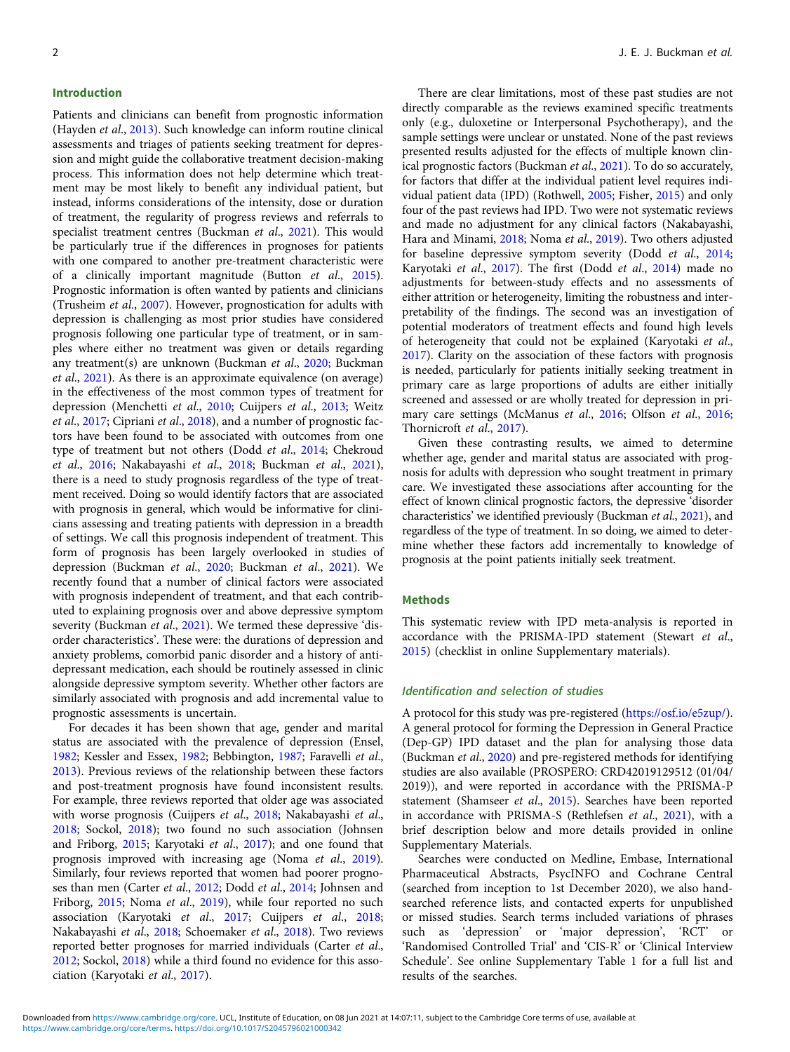## Introduction

Patients and clinicians can benefit from prognostic information (Hayden *et al*., 2013). Such knowledge can inform routine clinical assessments and triages of patients seeking treatment for depression and might guide the collaborative treatment decision-making process. This information does not help determine which treatment may be most likely to benefit any individual patient, but instead, informs considerations of the intensity, dose or duration of treatment, the regularity of progress reviews and referrals to specialist treatment centres (Buckman *et al*., 2021). This would be particularly true if the differences in prognoses for patients with one compared to another pre-treatment characteristic were of a clinically important magnitude (Button *et al*., 2015). Prognostic information is often wanted by patients and clinicians (Trusheim *et al*., 2007). However, prognostication for adults with depression is challenging as most prior studies have considered prognosis following one particular type of treatment, or in samples where either no treatment was given or details regarding any treatment(s) are unknown (Buckman *et al*., 2020; Buckman *et al*., 2021). As there is an approximate equivalence (on average) in the effectiveness of the most common types of treatment for depression (Menchetti *et al*., 2010; Cuijpers *et al*., 2013; Weitz *et al*., 2017; Cipriani *et al*., 2018), and a number of prognostic factors have been found to be associated with outcomes from one type of treatment but not others (Dodd *et al*., 2014; Chekroud *et al*., 2016; Nakabayashi *et al*., 2018; Buckman *et al*., 2021), there is a need to study prognosis regardless of the type of treatment received. Doing so would identify factors that are associated with prognosis in general, which would be informative for clinicians assessing and treating patients with depression in a breadth of settings. We call this prognosis independent of treatment. This form of prognosis has been largely overlooked in studies of depression (Buckman *et al*., 2020; Buckman *et al*., 2021). We recently found that a number of clinical factors were associated with prognosis independent of treatment, and that each contributed to explaining prognosis over and above depressive symptom severity (Buckman *et al*., 2021). We termed these depressive 'disorder characteristics'. These were: the durations of depression and anxiety problems, comorbid panic disorder and a history of antidepressant medication, each should be routinely assessed in clinic alongside depressive symptom severity. Whether other factors are similarly associated with prognosis and add incremental value to prognostic assessments is uncertain.

For decades it has been shown that age, gender and marital status are associated with the prevalence of depression (Ensel, 1982; Kessler and Essex, 1982; Bebbington, 1987; Faravelli *et al*., 2013). Previous reviews of the relationship between these factors and post-treatment prognosis have found inconsistent results. For example, three reviews reported that older age was associated with worse prognosis (Cuijpers *et al*., 2018; Nakabayashi *et al*., 2018; Sockol, 2018); two found no such association (Johnsen and Friborg, 2015; Karyotaki *et al*., 2017); and one found that prognosis improved with increasing age (Noma *et al*., 2019). Similarly, four reviews reported that women had poorer prognoses than men (Carter *et al*., 2012; Dodd *et al*., 2014; Johnsen and Friborg, 2015; Noma *et al*., 2019), while four reported no such association (Karyotaki *et al*., 2017; Cuijpers *et al*., 2018; Nakabayashi *et al*., 2018; Schoemaker *et al*., 2018). Two reviews reported better prognoses for married individuals (Carter *et al*., 2012; Sockol, 2018) while a third found no evidence for this association (Karyotaki *et al*., 2017).

There are clear limitations, most of these past studies are not directly comparable as the reviews examined specific treatments only (e.g., duloxetine or Interpersonal Psychotherapy), and the sample settings were unclear or unstated. None of the past reviews presented results adjusted for the effects of multiple known clinical prognostic factors (Buckman *et al*., 2021). To do so accurately, for factors that differ at the individual patient level requires individual patient data (IPD) (Rothwell, 2005; Fisher, 2015) and only four of the past reviews had IPD. Two were not systematic reviews and made no adjustment for any clinical factors (Nakabayashi, Hara and Minami, 2018; Noma *et al*., 2019). Two others adjusted for baseline depressive symptom severity (Dodd *et al*., 2014; Karyotaki *et al*., 2017). The first (Dodd *et al*., 2014) made no adjustments for between-study effects and no assessments of either attrition or heterogeneity, limiting the robustness and interpretability of the findings. The second was an investigation of potential moderators of treatment effects and found high levels of heterogeneity that could not be explained (Karyotaki *et al*., 2017). Clarity on the association of these factors with prognosis is needed, particularly for patients initially seeking treatment in primary care as large proportions of adults are either initially screened and assessed or are wholly treated for depression in primary care settings (McManus *et al*., 2016; Olfson *et al*., 2016; Thornicroft *et al*., 2017).

Given these contrasting results, we aimed to determine whether age, gender and marital status are associated with prognosis for adults with depression who sought treatment in primary care. We investigated these associations after accounting for the effect of known clinical prognostic factors, the depressive 'disorder characteristics' we identified previously (Buckman *et al*., 2021), and regardless of the type of treatment. In so doing, we aimed to determine whether these factors add incrementally to knowledge of prognosis at the point patients initially seek treatment.

## Methods

This systematic review with IPD meta-analysis is reported in accordance with the PRISMA-IPD statement (Stewart *et al*., 2015) (checklist in online Supplementary materials).

### Identification and selection of studies

A protocol for this study was pre-registered (https://osf.io/e5zup/). A general protocol for forming the Depression in General Practice (Dep-GP) IPD dataset and the plan for analysing those data (Buckman *et al*., 2020) and pre-registered methods for identifying studies are also available (PROSPERO: CRD42019129512 (01/04/2019)), and were reported in accordance with the PRISMA-P statement (Shamseer *et al*., 2015). Searches have been reported in accordance with PRISMA-S (Rethlefsen *et al*., 2021), with a brief description below and more details provided in online Supplementary Materials.

Searches were conducted on Medline, Embase, International Pharmaceutical Abstracts, PsycINFO and Cochrane Central (searched from inception to 1st December 2020), we also hand-searched reference lists, and contacted experts for unpublished or missed studies. Search terms included variations of phrases such as 'depression' or 'major depression', 'RCT' or 'Randomised Controlled Trial' and 'CIS-R' or 'Clinical Interview Schedule'. See online Supplementary Table 1 for a full list and results of the searches.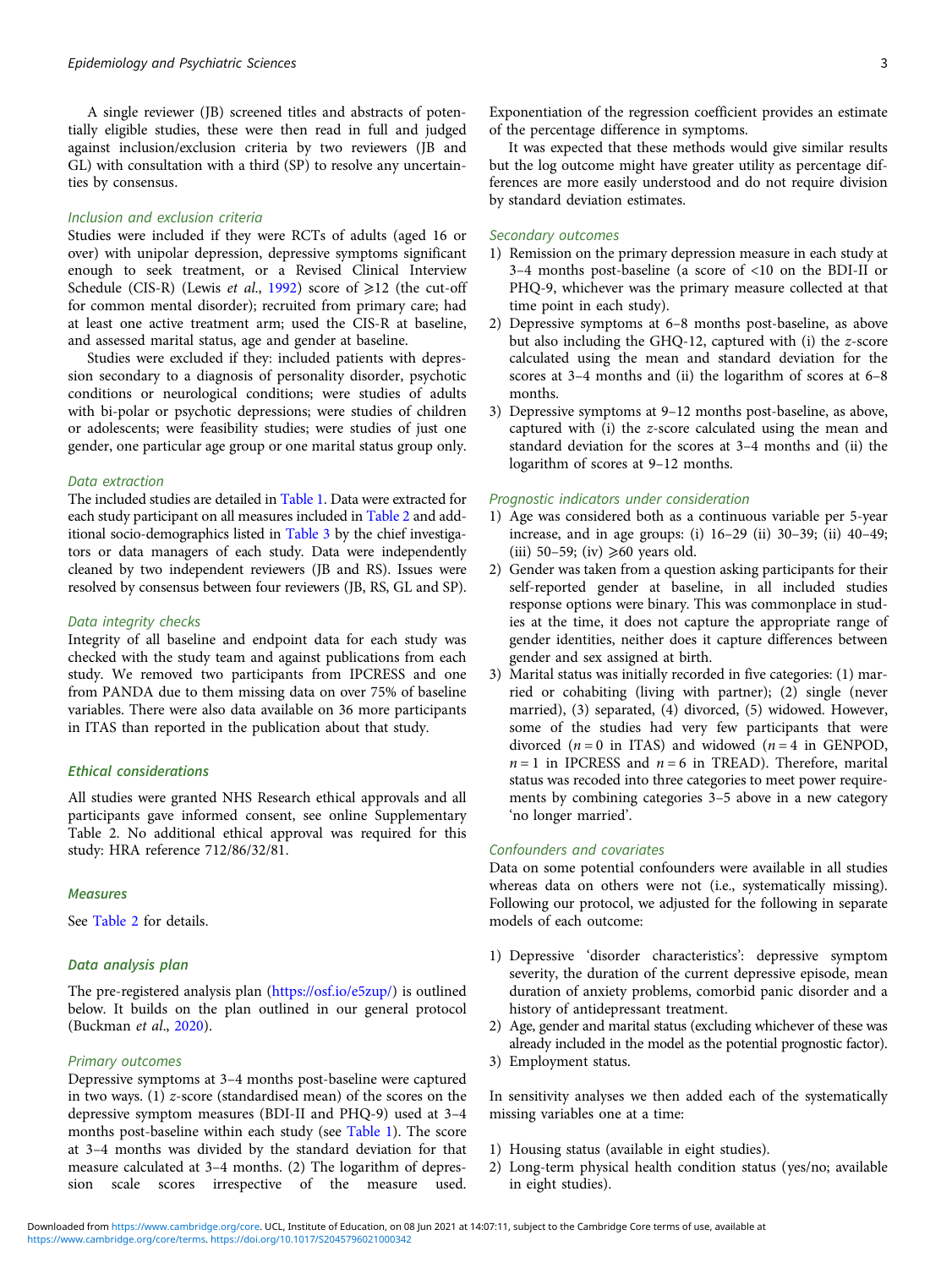A single reviewer (JB) screened titles and abstracts of potentially eligible studies, these were then read in full and judged against inclusion/exclusion criteria by two reviewers (JB and GL) with consultation with a third (SP) to resolve any uncertainties by consensus.

### Inclusion and exclusion criteria

Studies were included if they were RCTs of adults (aged 16 or over) with unipolar depression, depressive symptoms significant enough to seek treatment, or a Revised Clinical Interview Schedule (CIS-R) (Lewis *et al.*, 1992) score of ⩾12 (the cut-off for common mental disorder); recruited from primary care; had at least one active treatment arm; used the CIS-R at baseline, and assessed marital status, age and gender at baseline.

Studies were excluded if they: included patients with depression secondary to a diagnosis of personality disorder, psychotic conditions or neurological conditions; were studies of adults with bi-polar or psychotic depressions; were studies of children or adolescents; were feasibility studies; were studies of just one gender, one particular age group or one marital status group only.

### Data extraction

The included studies are detailed in Table 1. Data were extracted for each study participant on all measures included in Table 2 and additional socio-demographics listed in Table 3 by the chief investigators or data managers of each study. Data were independently cleaned by two independent reviewers (JB and RS). Issues were resolved by consensus between four reviewers (JB, RS, GL and SP).

### Data integrity checks

Integrity of all baseline and endpoint data for each study was checked with the study team and against publications from each study. We removed two participants from IPCRESS and one from PANDA due to them missing data on over 75% of baseline variables. There were also data available on 36 more participants in ITAS than reported in the publication about that study.

## Ethical considerations

All studies were granted NHS Research ethical approvals and all participants gave informed consent, see online Supplementary Table 2. No additional ethical approval was required for this study: HRA reference 712/86/32/81.

## Measures

See Table 2 for details.

## Data analysis plan

The pre-registered analysis plan (https://osf.io/e5zup/) is outlined below. It builds on the plan outlined in our general protocol (Buckman *et al.*, 2020).

### Primary outcomes

Depressive symptoms at 3–4 months post-baseline were captured in two ways. (1) *z*-score (standardised mean) of the scores on the depressive symptom measures (BDI-II and PHQ-9) used at 3–4 months post-baseline within each study (see Table 1). The score at 3–4 months was divided by the standard deviation for that measure calculated at 3–4 months. (2) The logarithm of depression scale scores irrespective of the measure used. Exponentiation of the regression coefficient provides an estimate of the percentage difference in symptoms.

It was expected that these methods would give similar results but the log outcome might have greater utility as percentage differences are more easily understood and do not require division by standard deviation estimates.

### Secondary outcomes

1) Remission on the primary depression measure in each study at 3–4 months post-baseline (a score of <10 on the BDI-II or PHQ-9, whichever was the primary measure collected at that time point in each study).
2) Depressive symptoms at 6–8 months post-baseline, as above but also including the GHQ-12, captured with (i) the *z*-score calculated using the mean and standard deviation for the scores at 3–4 months and (ii) the logarithm of scores at 6–8 months.
3) Depressive symptoms at 9–12 months post-baseline, as above, captured with (i) the *z*-score calculated using the mean and standard deviation for the scores at 3–4 months and (ii) the logarithm of scores at 9–12 months.

### Prognostic indicators under consideration

1) Age was considered both as a continuous variable per 5-year increase, and in age groups: (i) 16–29 (ii) 30–39; (ii) 40–49; (iii) 50–59; (iv) ⩾60 years old.
2) Gender was taken from a question asking participants for their self-reported gender at baseline, in all included studies response options were binary. This was commonplace in studies at the time, it does not capture the appropriate range of gender identities, neither does it capture differences between gender and sex assigned at birth.
3) Marital status was initially recorded in five categories: (1) married or cohabiting (living with partner); (2) single (never married), (3) separated, (4) divorced, (5) widowed. However, some of the studies had very few participants that were divorced ($n = 0$ in ITAS) and widowed ($n = 4$ in GENPOD, $n = 1$ in IPCRESS and $n = 6$ in TREAD). Therefore, marital status was recoded into three categories to meet power requirements by combining categories 3–5 above in a new category 'no longer married'.

### Confounders and covariates

Data on some potential confounders were available in all studies whereas data on others were not (i.e., systematically missing). Following our protocol, we adjusted for the following in separate models of each outcome:

1) Depressive 'disorder characteristics': depressive symptom severity, the duration of the current depressive episode, mean duration of anxiety problems, comorbid panic disorder and a history of antidepressant treatment.
2) Age, gender and marital status (excluding whichever of these was already included in the model as the potential prognostic factor).
3) Employment status.

In sensitivity analyses we then added each of the systematically missing variables one at a time:

1) Housing status (available in eight studies).
2) Long-term physical health condition status (yes/no; available in eight studies).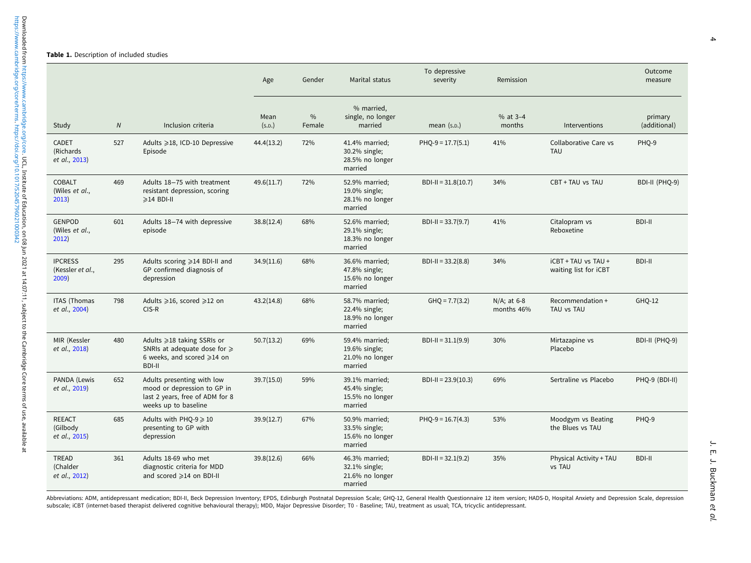**Table 1.** Description of included studies

| Study | *N* | Inclusion criteria | Age | Gender | Marital status | To depressive severity | Remission | Interventions | Outcome measure |
|---|---|---|---|---|---|---|---|---|---|
| | | | Mean (s.d.) | % Female | % married, single, no longer married | mean (s.d.) | % at 3–4 months | | primary (additional) |
| CADET (Richards *et al.*, 2013) | 527 | Adults ⩾18, ICD-10 Depressive Episode | 44.4(13.2) | 72% | 41.4% married; 30.2% single; 28.5% no longer married | PHQ-9 = 17.7(5.1) | 41% | Collaborative Care vs TAU | PHQ-9 |
| COBALT (Wiles *et al.*, 2013) | 469 | Adults 18–75 with treatment resistant depression, scoring ⩾14 BDI-II | 49.6(11.7) | 72% | 52.9% married; 19.0% single; 28.1% no longer married | BDI-II = 31.8(10.7) | 34% | CBT + TAU vs TAU | BDI-II (PHQ-9) |
| GENPOD (Wiles *et al.*, 2012) | 601 | Adults 18–74 with depressive episode | 38.8(12.4) | 68% | 52.6% married; 29.1% single; 18.3% no longer married | BDI-II = 33.7(9.7) | 41% | Citalopram vs Reboxetine | BDI-II |
| IPCRESS (Kessler *et al.*, 2009) | 295 | Adults scoring ⩾14 BDI-II and GP confirmed diagnosis of depression | 34.9(11.6) | 68% | 36.6% married; 47.8% single; 15.6% no longer married | BDI-II = 33.2(8.8) | 34% | iCBT + TAU vs TAU + waiting list for iCBT | BDI-II |
| ITAS (Thomas *et al.*, 2004) | 798 | Adults ⩾16, scored ⩾12 on CIS-R | 43.2(14.8) | 68% | 58.7% married; 22.4% single; 18.9% no longer married | GHQ = 7.7(3.2) | N/A; at 6-8 months 46% | Recommendation + TAU vs TAU | GHQ-12 |
| MIR (Kessler *et al.*, 2018) | 480 | Adults ⩾18 taking SSRIs or SNRIs at adequate dose for ⩾ 6 weeks, and scored ⩾14 on BDI-II | 50.7(13.2) | 69% | 59.4% married; 19.6% single; 21.0% no longer married | BDI-II = 31.1(9.9) | 30% | Mirtazapine vs Placebo | BDI-II (PHQ-9) |
| PANDA (Lewis *et al.*, 2019) | 652 | Adults presenting with low mood or depression to GP in last 2 years, free of ADM for 8 weeks up to baseline | 39.7(15.0) | 59% | 39.1% married; 45.4% single; 15.5% no longer married | BDI-II = 23.9(10.3) | 69% | Sertraline vs Placebo | PHQ-9 (BDI-II) |
| REEACT (Gilbody *et al.*, 2015) | 685 | Adults with PHQ-9 ⩾ 10 presenting to GP with depression | 39.9(12.7) | 67% | 50.9% married; 33.5% single; 15.6% no longer married | PHQ-9 = 16.7(4.3) | 53% | Moodgym vs Beating the Blues vs TAU | PHQ-9 |
| TREAD (Chalder *et al.*, 2012) | 361 | Adults 18-69 who met diagnostic criteria for MDD and scored ⩾14 on BDI-II | 39.8(12.6) | 66% | 46.3% married; 32.1% single; 21.6% no longer married | BDI-II = 32.1(9.2) | 35% | Physical Activity + TAU vs TAU | BDI-II |

Abbreviations: ADM, antidepressant medication; BDI-II, Beck Depression Inventory; EPDS, Edinburgh Postnatal Depression Scale; GHQ-12, General Health Questionnaire 12 item version; HADS-D, Hospital Anxiety and Depression Scale, depression subscale; iCBT (internet-based therapist delivered cognitive behavioural therapy); MDD, Major Depressive Disorder; T0 - Baseline; TAU, treatment as usual; TCA, tricyclic antidepressant.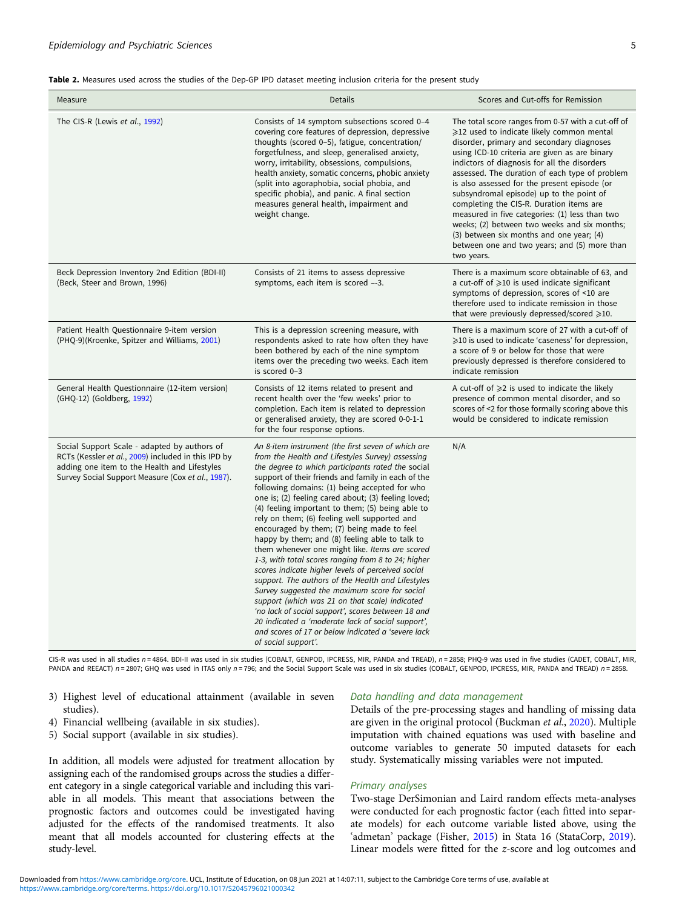**Table 2.** Measures used across the studies of the Dep-GP IPD dataset meeting inclusion criteria for the present study

| Measure | Details | Scores and Cut-offs for Remission |
| --- | --- | --- |
| The CIS-R (Lewis *et al.*, 1992) | Consists of 14 symptom subsections scored 0–4 covering core features of depression, depressive thoughts (scored 0–5), fatigue, concentration/forgetfulness, and sleep, generalised anxiety, worry, irritability, obsessions, compulsions, health anxiety, somatic concerns, phobic anxiety (split into agoraphobia, social phobia, and specific phobia), and panic. A final section measures general health, impairment and weight change. | The total score ranges from 0-57 with a cut-off of ⩾12 used to indicate likely common mental disorder, primary and secondary diagnoses using ICD-10 criteria are given as are binary indictors of diagnosis for all the disorders assessed. The duration of each type of problem is also assessed for the present episode (or subsyndromal episode) up to the point of completing the CIS-R. Duration items are measured in five categories: (1) less than two weeks; (2) between two weeks and six months; (3) between six months and one year; (4) between one and two years; and (5) more than two years. |
| Beck Depression Inventory 2nd Edition (BDI-II) (Beck, Steer and Brown, 1996) | Consists of 21 items to assess depressive symptoms, each item is scored –-3. | There is a maximum score obtainable of 63, and a cut-off of ⩾10 is used indicate significant symptoms of depression, scores of <10 are therefore used to indicate remission in those that were previously depressed/scored ⩾10. |
| Patient Health Questionnaire 9-item version (PHQ-9)(Kroenke, Spitzer and Williams, 2001) | This is a depression screening measure, with respondents asked to rate how often they have been bothered by each of the nine symptom items over the preceding two weeks. Each item is scored 0–3 | There is a maximum score of 27 with a cut-off of ⩾10 is used to indicate 'caseness' for depression, a score of 9 or below for those that were previously depressed is therefore considered to indicate remission |
| General Health Questionnaire (12-item version) (GHQ-12) (Goldberg, 1992) | Consists of 12 items related to present and recent health over the 'few weeks' prior to completion. Each item is related to depression or generalised anxiety, they are scored 0-0-1-1 for the four response options. | A cut-off of ⩾2 is used to indicate the likely presence of common mental disorder, and so scores of <2 for those formally scoring above this would be considered to indicate remission |
| Social Support Scale - adapted by authors of RCTs (Kessler *et al.*, 2009) included in this IPD by adding one item to the Health and Lifestyles Survey Social Support Measure (Cox *et al.*, 1987). | *An 8-item instrument (the first seven of which are from the Health and Lifestyles Survey) assessing the degree to which participants rated the* social support of their friends and family in each of the following domains: (1) being accepted for who one is; (2) feeling cared about; (3) feeling loved; (4) feeling important to them; (5) being able to rely on them; (6) feeling well supported and encouraged by them; (7) being made to feel happy by them; and (8) feeling able to talk to them whenever one might like. *Items are scored 1-3, with total scores ranging from 8 to 24; higher scores indicate higher levels of perceived social support. The authors of the Health and Lifestyles Survey suggested the maximum score for social support (which was 21 on that scale) indicated 'no lack of social support', scores between 18 and 20 indicated a 'moderate lack of social support', and scores of 17 or below indicated a 'severe lack of social support'.* | N/A |

CIS-R was used in all studies $n = 4864$. BDI-II was used in six studies (COBALT, GENPOD, IPCRESS, MIR, PANDA and TREAD), $n = 2858$; PHQ-9 was used in five studies (CADET, COBALT, MIR, PANDA and REEACT) $n = 2807$; GHQ was used in ITAS only $n = 796$; and the Social Support Scale was used in six studies (COBALT, GENPOD, IPCRESS, MIR, PANDA and TREAD) $n = 2858$.

3) Highest level of educational attainment (available in seven studies).
4) Financial wellbeing (available in six studies).
5) Social support (available in six studies).

In addition, all models were adjusted for treatment allocation by assigning each of the randomised groups across the studies a different category in a single categorical variable and including this variable in all models. This meant that associations between the prognostic factors and outcomes could be investigated having adjusted for the effects of the randomised treatments. It also meant that all models accounted for clustering effects at the study-level.

### Data handling and data management

Details of the pre-processing stages and handling of missing data are given in the original protocol (Buckman *et al.*, 2020). Multiple imputation with chained equations was used with baseline and outcome variables to generate 50 imputed datasets for each study. Systematically missing variables were not imputed.

### Primary analyses

Two-stage DerSimonian and Laird random effects meta-analyses were conducted for each prognostic factor (each fitted into separate models) for each outcome variable listed above, using the 'admetan' package (Fisher, 2015) in Stata 16 (StataCorp, 2019). Linear models were fitted for the *z*-score and log outcomes and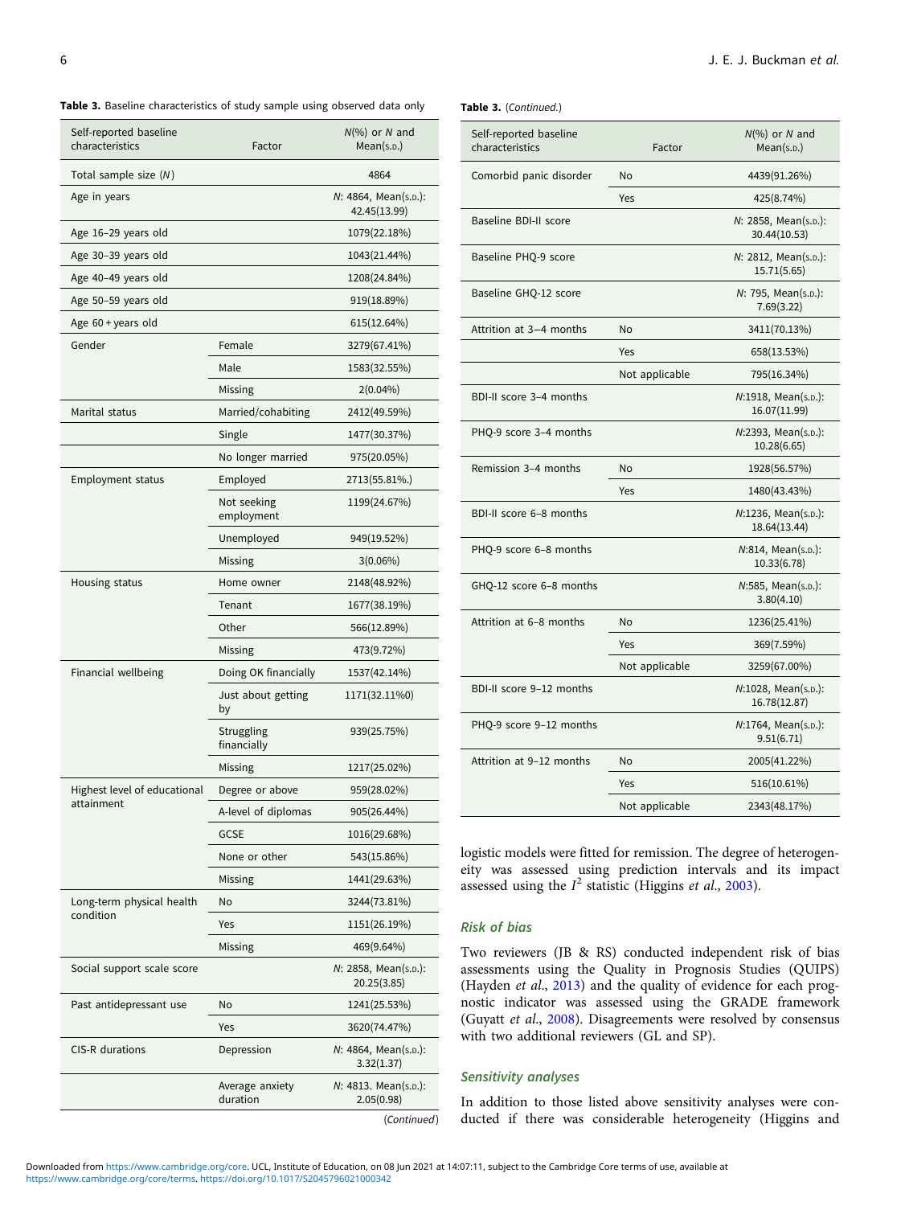**Table 3.** Baseline characteristics of study sample using observed data only

| Self-reported baseline characteristics | Factor | N(%) or N and Mean(s.d.) |
|---|---|---|
| Total sample size (N) | | 4864 |
| Age in years | | N: 4864, Mean(s.d.): 42.45(13.99) |
| Age 16–29 years old | | 1079(22.18%) |
| Age 30–39 years old | | 1043(21.44%) |
| Age 40–49 years old | | 1208(24.84%) |
| Age 50–59 years old | | 919(18.89%) |
| Age 60 + years old | | 615(12.64%) |
| Gender | Female | 3279(67.41%) |
| | Male | 1583(32.55%) |
| | Missing | 2(0.04%) |
| Marital status | Married/cohabiting | 2412(49.59%) |
| | Single | 1477(30.37%) |
| | No longer married | 975(20.05%) |
| Employment status | Employed | 2713(55.81%.) |
| | Not seeking employment | 1199(24.67%) |
| | Unemployed | 949(19.52%) |
| | Missing | 3(0.06%) |
| Housing status | Home owner | 2148(48.92%) |
| | Tenant | 1677(38.19%) |
| | Other | 566(12.89%) |
| | Missing | 473(9.72%) |
| Financial wellbeing | Doing OK financially | 1537(42.14%) |
| | Just about getting by | 1171(32.11%0) |
| | Struggling financially | 939(25.75%) |
| | Missing | 1217(25.02%) |
| Highest level of educational attainment | Degree or above | 959(28.02%) |
| | A-level of diplomas | 905(26.44%) |
| | GCSE | 1016(29.68%) |
| | None or other | 543(15.86%) |
| | Missing | 1441(29.63%) |
| Long-term physical health condition | No | 3244(73.81%) |
| | Yes | 1151(26.19%) |
| | Missing | 469(9.64%) |
| Social support scale score | | N: 2858, Mean(s.d.): 20.25(3.85) |
| Past antidepressant use | No | 1241(25.53%) |
| | Yes | 3620(74.47%) |
| CIS-R durations | Depression | N: 4864, Mean(s.d.): 3.32(1.37) |
| | Average anxiety duration | N: 4813. Mean(s.d.): 2.05(0.98) |
| Comorbid panic disorder | No | 4439(91.26%) |
| | Yes | 425(8.74%) |
| Baseline BDI-II score | | N: 2858, Mean(s.d.): 30.44(10.53) |
| Baseline PHQ-9 score | | N: 2812, Mean(s.d.): 15.71(5.65) |
| Baseline GHQ-12 score | | N: 795, Mean(s.d.): 7.69(3.22) |
| Attrition at 3–4 months | No | 3411(70.13%) |
| | Yes | 658(13.53%) |
| | Not applicable | 795(16.34%) |
| BDI-II score 3–4 months | | N:1918, Mean(s.d.): 16.07(11.99) |
| PHQ-9 score 3–4 months | | N:2393, Mean(s.d.): 10.28(6.65) |
| Remission 3–4 months | No | 1928(56.57%) |
| | Yes | 1480(43.43%) |
| BDI-II score 6–8 months | | N:1236, Mean(s.d.): 18.64(13.44) |
| PHQ-9 score 6–8 months | | N:814, Mean(s.d.): 10.33(6.78) |
| GHQ-12 score 6–8 months | | N:585, Mean(s.d.): 3.80(4.10) |
| Attrition at 6–8 months | No | 1236(25.41%) |
| | Yes | 369(7.59%) |
| | Not applicable | 3259(67.00%) |
| BDI-II score 9–12 months | | N:1028, Mean(s.d.): 16.78(12.87) |
| PHQ-9 score 9–12 months | | N:1764, Mean(s.d.): 9.51(6.71) |
| Attrition at 9–12 months | No | 2005(41.22%) |
| | Yes | 516(10.61%) |
| | Not applicable | 2343(48.17%) |

logistic models were fitted for remission. The degree of heterogeneity was assessed using prediction intervals and its impact assessed using the $I^2$ statistic (Higgins *et al.*, 2003).

### Risk of bias

Two reviewers (JB & RS) conducted independent risk of bias assessments using the Quality in Prognosis Studies (QUIPS) (Hayden *et al.*, 2013) and the quality of evidence for each prognostic indicator was assessed using the GRADE framework (Guyatt *et al.*, 2008). Disagreements were resolved by consensus with two additional reviewers (GL and SP).

### Sensitivity analyses

In addition to those listed above sensitivity analyses were conducted if there was considerable heterogeneity (Higgins and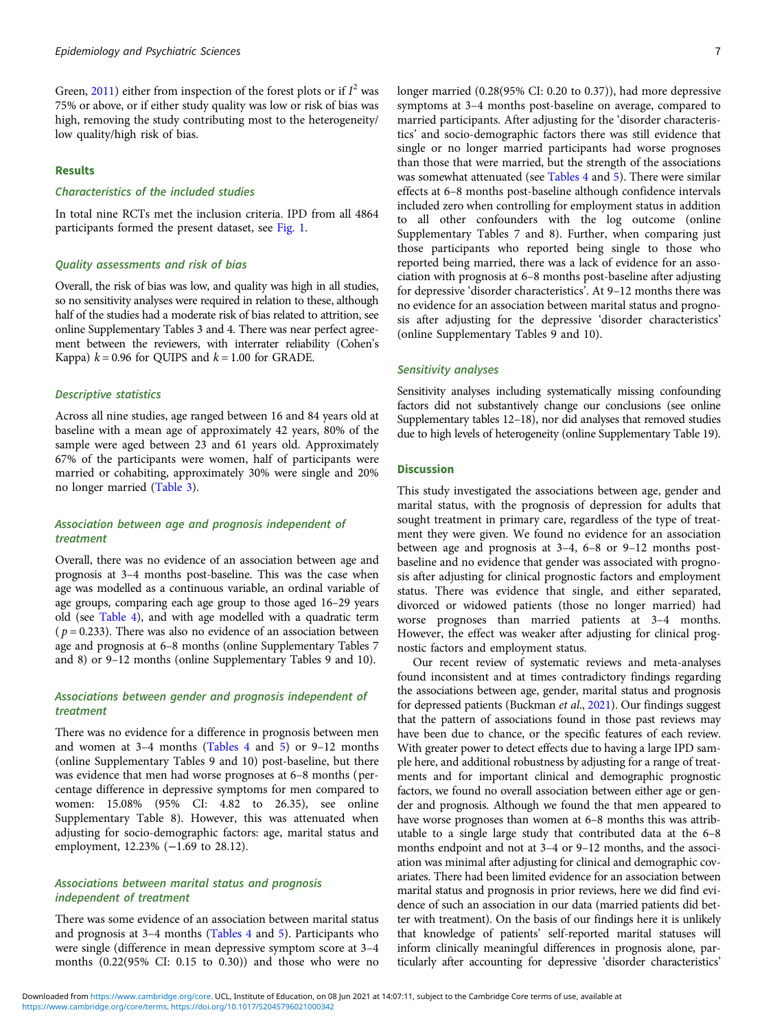Green, 2011) either from inspection of the forest plots or if $I^2$ was 75% or above, or if either study quality was low or risk of bias was high, removing the study contributing most to the heterogeneity/low quality/high risk of bias.

## Results

### Characteristics of the included studies

In total nine RCTs met the inclusion criteria. IPD from all 4864 participants formed the present dataset, see Fig. 1.

### Quality assessments and risk of bias

Overall, the risk of bias was low, and quality was high in all studies, so no sensitivity analyses were required in relation to these, although half of the studies had a moderate risk of bias related to attrition, see online Supplementary Tables 3 and 4. There was near perfect agreement between the reviewers, with interrater reliability (Cohen's Kappa) $k = 0.96$ for QUIPS and $k = 1.00$ for GRADE.

### Descriptive statistics

Across all nine studies, age ranged between 16 and 84 years old at baseline with a mean age of approximately 42 years, 80% of the sample were aged between 23 and 61 years old. Approximately 67% of the participants were women, half of participants were married or cohabiting, approximately 30% were single and 20% no longer married (Table 3).

### Association between age and prognosis independent of treatment

Overall, there was no evidence of an association between age and prognosis at 3–4 months post-baseline. This was the case when age was modelled as a continuous variable, an ordinal variable of age groups, comparing each age group to those aged 16–29 years old (see Table 4), and with age modelled with a quadratic term ($p = 0.233$). There was also no evidence of an association between age and prognosis at 6–8 months (online Supplementary Tables 7 and 8) or 9–12 months (online Supplementary Tables 9 and 10).

### Associations between gender and prognosis independent of treatment

There was no evidence for a difference in prognosis between men and women at 3–4 months (Tables 4 and 5) or 9–12 months (online Supplementary Tables 9 and 10) post-baseline, but there was evidence that men had worse prognoses at 6–8 months (percentage difference in depressive symptoms for men compared to women: 15.08% (95% CI: 4.82 to 26.35), see online Supplementary Table 8). However, this was attenuated when adjusting for socio-demographic factors: age, marital status and employment, 12.23% (−1.69 to 28.12).

### Associations between marital status and prognosis independent of treatment

There was some evidence of an association between marital status and prognosis at 3–4 months (Tables 4 and 5). Participants who were single (difference in mean depressive symptom score at 3–4 months (0.22(95% CI: 0.15 to 0.30)) and those who were no longer married (0.28(95% CI: 0.20 to 0.37)), had more depressive symptoms at 3–4 months post-baseline on average, compared to married participants. After adjusting for the 'disorder characteristics' and socio-demographic factors there was still evidence that single or no longer married participants had worse prognoses than those that were married, but the strength of the associations was somewhat attenuated (see Tables 4 and 5). There were similar effects at 6–8 months post-baseline although confidence intervals included zero when controlling for employment status in addition to all other confounders with the log outcome (online Supplementary Tables 7 and 8). Further, when comparing just those participants who reported being single to those who reported being married, there was a lack of evidence for an association with prognosis at 6–8 months post-baseline after adjusting for depressive 'disorder characteristics'. At 9–12 months there was no evidence for an association between marital status and prognosis after adjusting for the depressive 'disorder characteristics' (online Supplementary Tables 9 and 10).

### Sensitivity analyses

Sensitivity analyses including systematically missing confounding factors did not substantively change our conclusions (see online Supplementary tables 12–18), nor did analyses that removed studies due to high levels of heterogeneity (online Supplementary Table 19).

## Discussion

This study investigated the associations between age, gender and marital status, with the prognosis of depression for adults that sought treatment in primary care, regardless of the type of treatment they were given. We found no evidence for an association between age and prognosis at 3–4, 6–8 or 9–12 months post-baseline and no evidence that gender was associated with prognosis after adjusting for clinical prognostic factors and employment status. There was evidence that single, and either separated, divorced or widowed patients (those no longer married) had worse prognoses than married patients at 3–4 months. However, the effect was weaker after adjusting for clinical prognostic factors and employment status.

Our recent review of systematic reviews and meta-analyses found inconsistent and at times contradictory findings regarding the associations between age, gender, marital status and prognosis for depressed patients (Buckman *et al.*, 2021). Our findings suggest that the pattern of associations found in those past reviews may have been due to chance, or the specific features of each review. With greater power to detect effects due to having a large IPD sample here, and additional robustness by adjusting for a range of treatments and for important clinical and demographic prognostic factors, we found no overall association between either age or gender and prognosis. Although we found the that men appeared to have worse prognoses than women at 6–8 months this was attributable to a single large study that contributed data at the 6–8 months endpoint and not at 3–4 or 9–12 months, and the association was minimal after adjusting for clinical and demographic covariates. There had been limited evidence for an association between marital status and prognosis in prior reviews, here we did find evidence of such an association in our data (married patients did better with treatment). On the basis of our findings here it is unlikely that knowledge of patients' self-reported marital statuses will inform clinically meaningful differences in prognosis alone, particularly after accounting for depressive 'disorder characteristics'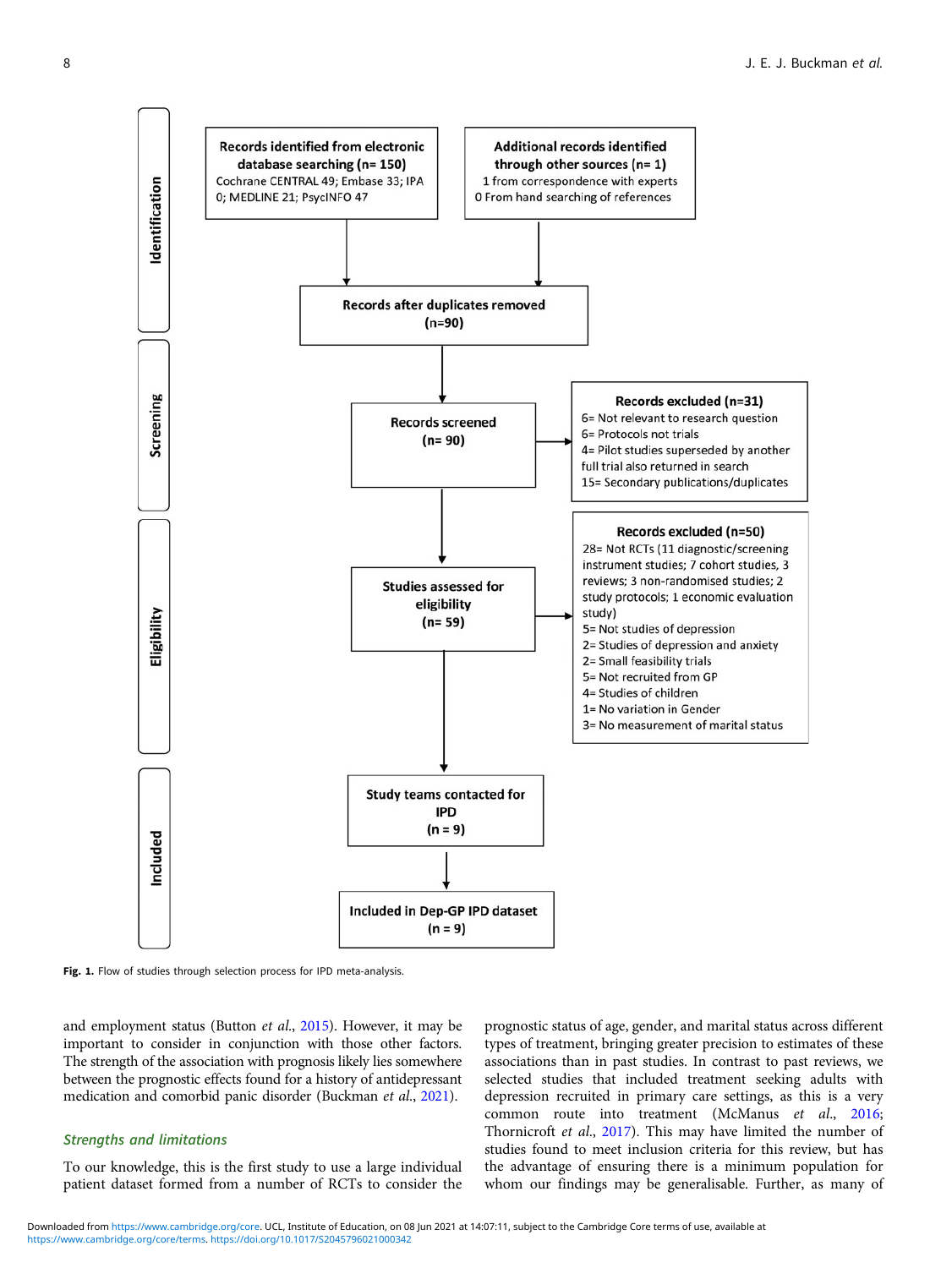Fig. 1. Flow of studies through selection process for IPD meta-analysis.

and employment status (Button *et al.*, 2015). However, it may be important to consider in conjunction with those other factors. The strength of the association with prognosis likely lies somewhere between the prognostic effects found for a history of antidepressant medication and comorbid panic disorder (Buckman *et al.*, 2021).

### Strengths and limitations

To our knowledge, this is the first study to use a large individual patient dataset formed from a number of RCTs to consider the prognostic status of age, gender, and marital status across different types of treatment, bringing greater precision to estimates of these associations than in past studies. In contrast to past reviews, we selected studies that included treatment seeking adults with depression recruited in primary care settings, as this is a very common route into treatment (McManus *et al.*, 2016; Thornicroft *et al.*, 2017). This may have limited the number of studies found to meet inclusion criteria for this review, but has the advantage of ensuring there is a minimum population for whom our findings may be generalisable. Further, as many of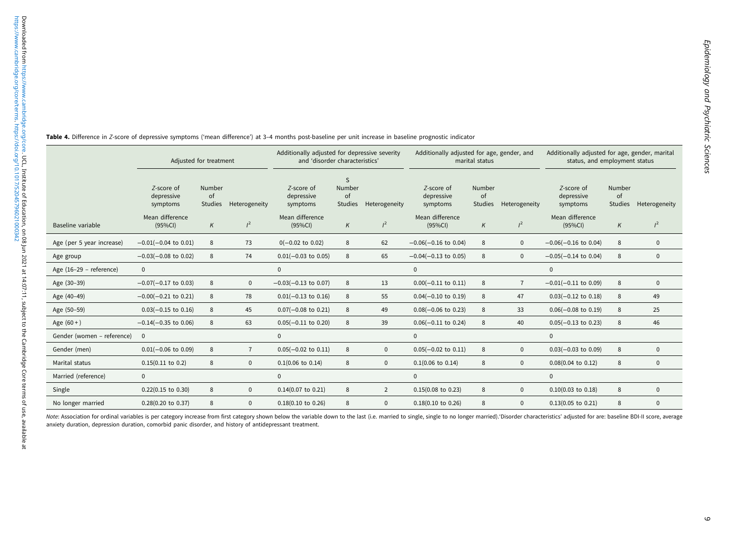**Table 4.** Difference in *Z*-score of depressive symptoms ('mean difference') at 3–4 months post-baseline per unit increase in baseline prognostic indicator

| | Adjusted for treatment | | | Additionally adjusted for depressive severity and 'disorder characteristics' | | | Additionally adjusted for age, gender, and marital status | | | Additionally adjusted for age, gender, marital status, and employment status | | |
|---|---|---|---|---|---|---|---|---|---|---|---|---|
| | *Z*-score of depressive symptoms | Number of Studies | Heterogeneity | *Z*-score of depressive symptoms | S Number of Studies | Heterogeneity | *Z*-score of depressive symptoms | Number of Studies | Heterogeneity | *Z*-score of depressive symptoms | Number of Studies | Heterogeneity |
| Baseline variable | Mean difference (95%CI) | *K* | $I^2$ | Mean difference (95%CI) | *K* | $I^2$ | Mean difference (95%CI) | *K* | $I^2$ | Mean difference (95%CI) | *K* | $I^2$ |
| Age (per 5 year increase) | −0.01(−0.04 to 0.01) | 8 | 73 | 0(−0.02 to 0.02) | 8 | 62 | −0.06(−0.16 to 0.04) | 8 | 0 | −0.06(−0.16 to 0.04) | 8 | 0 |
| Age group | −0.03(−0.08 to 0.02) | 8 | 74 | 0.01(−0.03 to 0.05) | 8 | 65 | −0.04(−0.13 to 0.05) | 8 | 0 | −0.05(−0.14 to 0.04) | 8 | 0 |
| Age (16–29 – reference) | 0 | | | 0 | | | 0 | | | 0 | | |
| Age (30–39) | −0.07(−0.17 to 0.03) | 8 | 0 | −0.03(−0.13 to 0.07) | 8 | 13 | 0.00(−0.11 to 0.11) | 8 | 7 | −0.01(−0.11 to 0.09) | 8 | 0 |
| Age (40–49) | −0.00(−0.21 to 0.21) | 8 | 78 | 0.01(−0.13 to 0.16) | 8 | 55 | 0.04(−0.10 to 0.19) | 8 | 47 | 0.03(−0.12 to 0.18) | 8 | 49 |
| Age (50–59) | 0.03(−0.15 to 0.16) | 8 | 45 | 0.07(−0.08 to 0.21) | 8 | 49 | 0.08(−0.06 to 0.23) | 8 | 33 | 0.06(−0.08 to 0.19) | 8 | 25 |
| Age (60 + ) | −0.14(−0.35 to 0.06) | 8 | 63 | 0.05(−0.11 to 0.20) | 8 | 39 | 0.06(−0.11 to 0.24) | 8 | 40 | 0.05(−0.13 to 0.23) | 8 | 46 |
| Gender (women – reference) | 0 | | | 0 | | | 0 | | | 0 | | |
| Gender (men) | 0.01(−0.06 to 0.09) | 8 | 7 | 0.05(−0.02 to 0.11) | 8 | 0 | 0.05(−0.02 to 0.11) | 8 | 0 | 0.03(−0.03 to 0.09) | 8 | 0 |
| Marital status | 0.15(0.11 to 0.2) | 8 | 0 | 0.1(0.06 to 0.14) | 8 | 0 | 0.1(0.06 to 0.14) | 8 | 0 | 0.08(0.04 to 0.12) | 8 | 0 |
| Married (reference) | 0 | | | 0 | | | 0 | | | 0 | | |
| Single | 0.22(0.15 to 0.30) | 8 | 0 | 0.14(0.07 to 0.21) | 8 | 2 | 0.15(0.08 to 0.23) | 8 | 0 | 0.10(0.03 to 0.18) | 8 | 0 |
| No longer married | 0.28(0.20 to 0.37) | 8 | 0 | 0.18(0.10 to 0.26) | 8 | 0 | 0.18(0.10 to 0.26) | 8 | 0 | 0.13(0.05 to 0.21) | 8 | 0 |

*Note*: Association for ordinal variables is per category increase from first category shown below the variable down to the last (i.e. married to single, single to no longer married).'Disorder characteristics' adjusted for are: baseline BDI-II score, average anxiety duration, depression duration, comorbid panic disorder, and history of antidepressant treatment.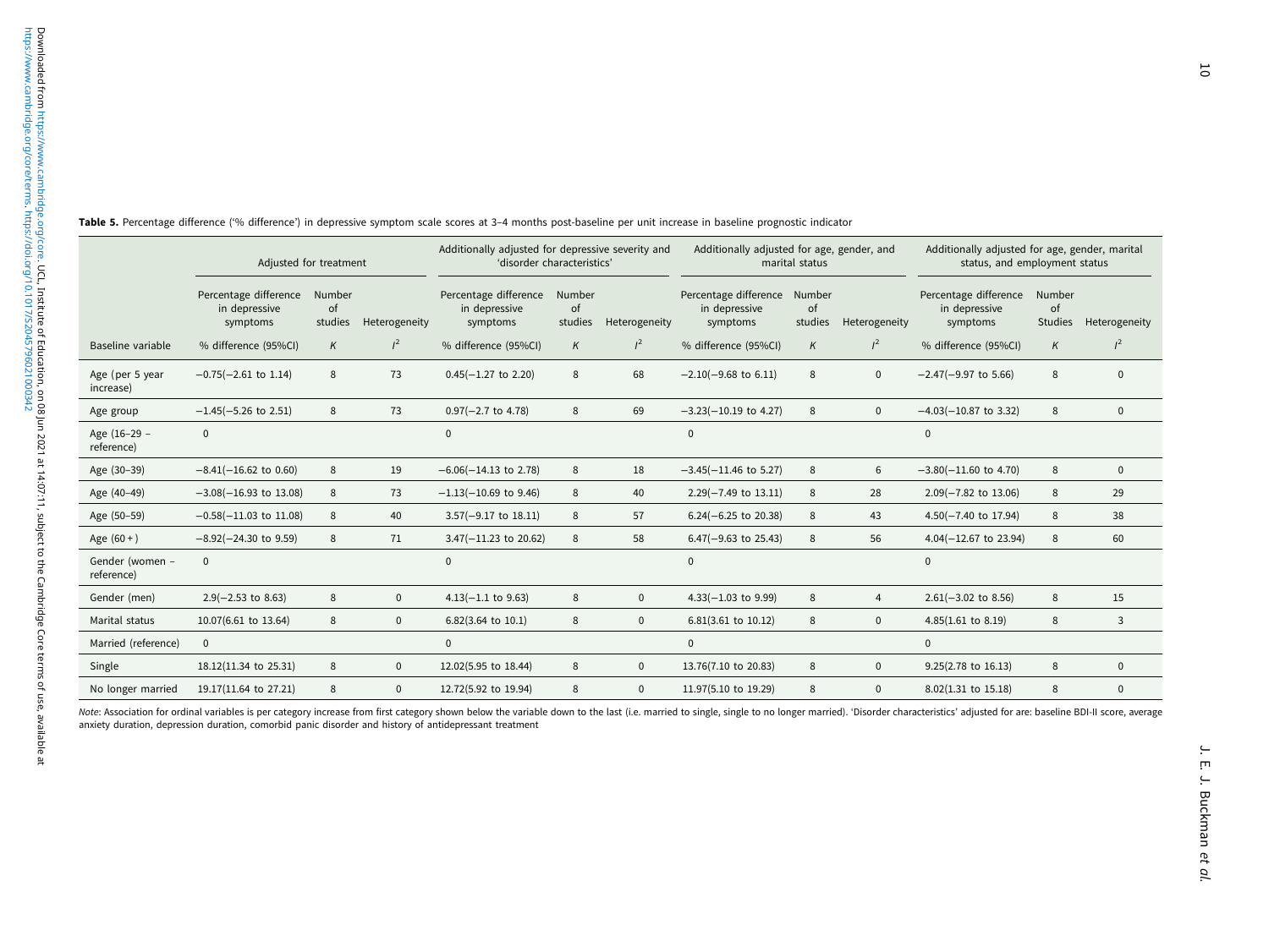**Table 5.** Percentage difference ('% difference') in depressive symptom scale scores at 3–4 months post-baseline per unit increase in baseline prognostic indicator

| | Adjusted for treatment | | | Additionally adjusted for depressive severity and 'disorder characteristics' | | | Additionally adjusted for age, gender, and marital status | | | Additionally adjusted for age, gender, marital status, and employment status | | |
|---|---|---|---|---|---|---|---|---|---|---|---|---|
| | Percentage difference in depressive symptoms | Number of studies | Heterogeneity | Percentage difference in depressive symptoms | Number of studies | Heterogeneity | Percentage difference in depressive symptoms | Number of studies | Heterogeneity | Percentage difference in depressive symptoms | Number of Studies | Heterogeneity |
| Baseline variable | % difference (95%CI) | *K* | $I^2$ | % difference (95%CI) | *K* | $I^2$ | % difference (95%CI) | *K* | $I^2$ | % difference (95%CI) | *K* | $I^2$ |
| Age (per 5 year increase) | −0.75(−2.61 to 1.14) | 8 | 73 | 0.45(−1.27 to 2.20) | 8 | 68 | −2.10(−9.68 to 6.11) | 8 | 0 | −2.47(−9.97 to 5.66) | 8 | 0 |
| Age group | −1.45(−5.26 to 2.51) | 8 | 73 | 0.97(−2.7 to 4.78) | 8 | 69 | −3.23(−10.19 to 4.27) | 8 | 0 | −4.03(−10.87 to 3.32) | 8 | 0 |
| Age (16–29 – reference) | 0 | | | 0 | | | 0 | | | 0 | | |
| Age (30–39) | −8.41(−16.62 to 0.60) | 8 | 19 | −6.06(−14.13 to 2.78) | 8 | 18 | −3.45(−11.46 to 5.27) | 8 | 6 | −3.80(−11.60 to 4.70) | 8 | 0 |
| Age (40–49) | −3.08(−16.93 to 13.08) | 8 | 73 | −1.13(−10.69 to 9.46) | 8 | 40 | 2.29(−7.49 to 13.11) | 8 | 28 | 2.09(−7.82 to 13.06) | 8 | 29 |
| Age (50–59) | −0.58(−11.03 to 11.08) | 8 | 40 | 3.57(−9.17 to 18.11) | 8 | 57 | 6.24(−6.25 to 20.38) | 8 | 43 | 4.50(−7.40 to 17.94) | 8 | 38 |
| Age (60 + ) | −8.92(−24.30 to 9.59) | 8 | 71 | 3.47(−11.23 to 20.62) | 8 | 58 | 6.47(−9.63 to 25.43) | 8 | 56 | 4.04(−12.67 to 23.94) | 8 | 60 |
| Gender (women – reference) | 0 | | | 0 | | | 0 | | | 0 | | |
| Gender (men) | 2.9(−2.53 to 8.63) | 8 | 0 | 4.13(−1.1 to 9.63) | 8 | 0 | 4.33(−1.03 to 9.99) | 8 | 4 | 2.61(−3.02 to 8.56) | 8 | 15 |
| Marital status | 10.07(6.61 to 13.64) | 8 | 0 | 6.82(3.64 to 10.1) | 8 | 0 | 6.81(3.61 to 10.12) | 8 | 0 | 4.85(1.61 to 8.19) | 8 | 3 |
| Married (reference) | 0 | | | 0 | | | 0 | | | 0 | | |
| Single | 18.12(11.34 to 25.31) | 8 | 0 | 12.02(5.95 to 18.44) | 8 | 0 | 13.76(7.10 to 20.83) | 8 | 0 | 9.25(2.78 to 16.13) | 8 | 0 |
| No longer married | 19.17(11.64 to 27.21) | 8 | 0 | 12.72(5.92 to 19.94) | 8 | 0 | 11.97(5.10 to 19.29) | 8 | 0 | 8.02(1.31 to 15.18) | 8 | 0 |

*Note*: Association for ordinal variables is per category increase from first category shown below the variable down to the last (i.e. married to single, single to no longer married). 'Disorder characteristics' adjusted for are: baseline BDI-II score, average anxiety duration, depression duration, comorbid panic disorder and history of antidepressant treatment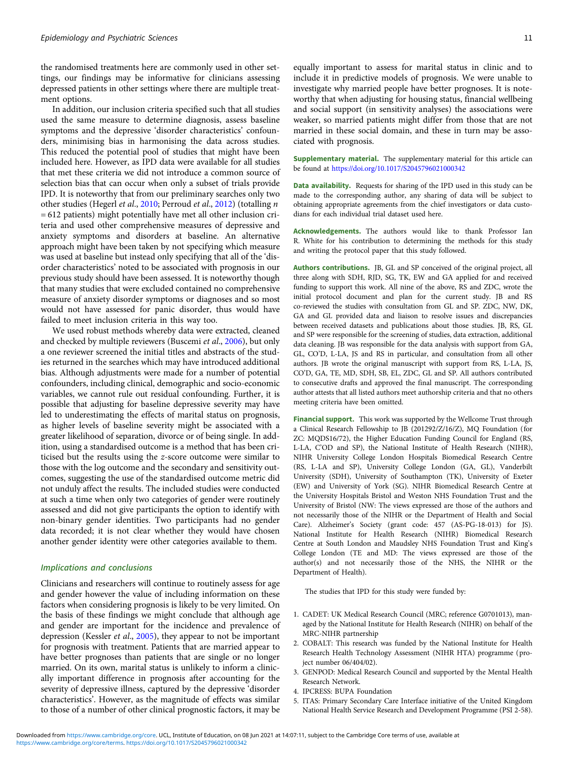the randomised treatments here are commonly used in other settings, our findings may be informative for clinicians assessing depressed patients in other settings where there are multiple treatment options.

In addition, our inclusion criteria specified such that all studies used the same measure to determine diagnosis, assess baseline symptoms and the depressive 'disorder characteristics' confounders, minimising bias in harmonising the data across studies. This reduced the potential pool of studies that might have been included here. However, as IPD data were available for all studies that met these criteria we did not introduce a common source of selection bias that can occur when only a subset of trials provide IPD. It is noteworthy that from our preliminary searches only two other studies (Hegerl *et al.*, 2010; Perroud *et al.*, 2012) (totalling $n = 612$ patients) might potentially have met all other inclusion criteria and used other comprehensive measures of depressive and anxiety symptoms and disorders at baseline. An alternative approach might have been taken by not specifying which measure was used at baseline but instead only specifying that all of the 'disorder characteristics' noted to be associated with prognosis in our previous study should have been assessed. It is noteworthy though that many studies that were excluded contained no comprehensive measure of anxiety disorder symptoms or diagnoses and so most would not have assessed for panic disorder, thus would have failed to meet inclusion criteria in this way too.

We used robust methods whereby data were extracted, cleaned and checked by multiple reviewers (Buscemi *et al.*, 2006), but only a one reviewer screened the initial titles and abstracts of the studies returned in the searches which may have introduced additional bias. Although adjustments were made for a number of potential confounders, including clinical, demographic and socio-economic variables, we cannot rule out residual confounding. Further, it is possible that adjusting for baseline depressive severity may have led to underestimating the effects of marital status on prognosis, as higher levels of baseline severity might be associated with a greater likelihood of separation, divorce or of being single. In addition, using a standardised outcome is a method that has been criticised but the results using the $z$-score outcome were similar to those with the log outcome and the secondary and sensitivity outcomes, suggesting the use of the standardised outcome metric did not unduly affect the results. The included studies were conducted at such a time when only two categories of gender were routinely assessed and did not give participants the option to identify with non-binary gender identities. Two participants had no gender data recorded; it is not clear whether they would have chosen another gender identity were other categories available to them.

### Implications and conclusions

Clinicians and researchers will continue to routinely assess for age and gender however the value of including information on these factors when considering prognosis is likely to be very limited. On the basis of these findings we might conclude that although age and gender are important for the incidence and prevalence of depression (Kessler *et al.*, 2005), they appear to not be important for prognosis with treatment. Patients that are married appear to have better prognoses than patients that are single or no longer married. On its own, marital status is unlikely to inform a clinically important difference in prognosis after accounting for the severity of depressive illness, captured by the depressive 'disorder characteristics'. However, as the magnitude of effects was similar to those of a number of other clinical prognostic factors, it may be equally important to assess for marital status in clinic and to include it in predictive models of prognosis. We were unable to investigate why married people have better prognoses. It is noteworthy that when adjusting for housing status, financial wellbeing and social support (in sensitivity analyses) the associations were weaker, so married patients might differ from those that are not married in these social domain, and these in turn may be associated with prognosis.

**Supplementary material.** The supplementary material for this article can be found at https://doi.org/10.1017/S2045796021000342

**Data availability.** Requests for sharing of the IPD used in this study can be made to the corresponding author, any sharing of data will be subject to obtaining appropriate agreements from the chief investigators or data custodians for each individual trial dataset used here.

**Acknowledgements.** The authors would like to thank Professor Ian R. White for his contribution to determining the methods for this study and writing the protocol paper that this study followed.

**Authors contributions.** JB, GL and SP conceived of the original project, all three along with SDH, RJD, SG, TK, EW and GA applied for and received funding to support this work. All nine of the above, RS and ZDC, wrote the initial protocol document and plan for the current study. JB and RS co-reviewed the studies with consultation from GL and SP. ZDC, NW, DK, GA and GL provided data and liaison to resolve issues and discrepancies between received datasets and publications about those studies. JB, RS, GL and SP were responsible for the screening of studies, data extraction, additional data cleaning. JB was responsible for the data analysis with support from GA, GL, CO'D, L-LA, JS and RS in particular, and consultation from all other authors. JB wrote the original manuscript with support from RS, L-LA, JS, CO'D, GA, TE, MD, SDH, SB, EL, ZDC, GL and SP. All authors contributed to consecutive drafts and approved the final manuscript. The corresponding author attests that all listed authors meet authorship criteria and that no others meeting criteria have been omitted.

**Financial support.** This work was supported by the Wellcome Trust through a Clinical Research Fellowship to JB (201292/Z/16/Z), MQ Foundation (for ZC: MQDS16/72), the Higher Education Funding Council for England (RS, L-LA, C'OD and SP), the National Institute of Health Research (NIHR), NIHR University College London Hospitals Biomedical Research Centre (RS, L-LA and SP), University College London (GA, GL), Vanderbilt University (SDH), University of Southampton (TK), University of Exeter (EW) and University of York (SG). NIHR Biomedical Research Centre at the University Hospitals Bristol and Weston NHS Foundation Trust and the University of Bristol (NW: The views expressed are those of the authors and not necessarily those of the NIHR or the Department of Health and Social Care). Alzheimer's Society (grant code: 457 (AS-PG-18-013) for JS). National Institute for Health Research (NIHR) Biomedical Research Centre at South London and Maudsley NHS Foundation Trust and King's College London (TE and MD: The views expressed are those of the author(s) and not necessarily those of the NHS, the NIHR or the Department of Health).

The studies that IPD for this study were funded by:

1. CADET: UK Medical Research Council (MRC; reference G0701013), managed by the National Institute for Health Research (NIHR) on behalf of the MRC-NIHR partnership
2. COBALT: This research was funded by the National Institute for Health Research Health Technology Assessment (NIHR HTA) programme (project number 06/404/02).
3. GENPOD: Medical Research Council and supported by the Mental Health Research Network.
4. IPCRESS: BUPA Foundation
5. ITAS: Primary Secondary Care Interface initiative of the United Kingdom National Health Service Research and Development Programme (PSI 2-58).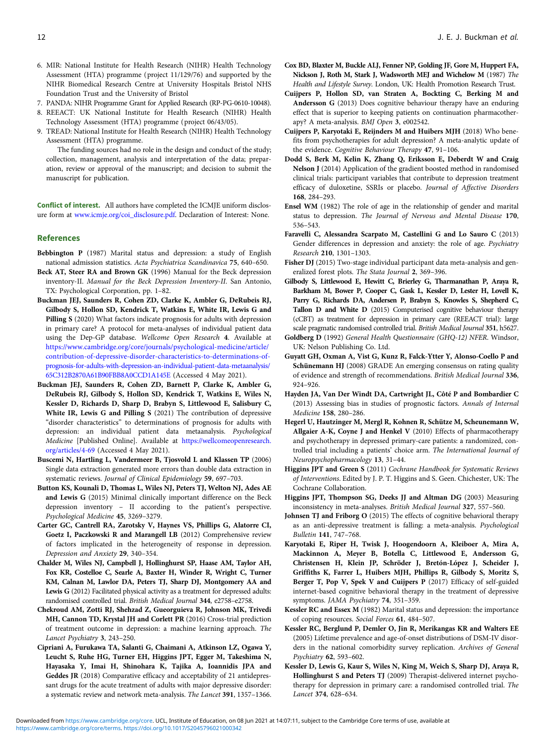6. MIR: National Institute for Health Research (NIHR) Health Technology Assessment (HTA) programme (project 11/129/76) and supported by the NIHR Biomedical Research Center at University Hospitals Bristol NHS Foundation Trust and the University of Bristol
7. PANDA: NIHR Programme Grant for Applied Research (RP-PG-0610-10048).
8. REEACT: UK National Institute for Health Research (NIHR) Health Technology Assessment (HTA) programme (project 06/43/05).
9. TREAD: National Institute for Health Research (NIHR) Health Technology Assessment (HTA) programme.

The funding sources had no role in the design and conduct of the study; collection, management, analysis and interpretation of the data; preparation, review or approval of the manuscript; and decision to submit the manuscript for publication.

**Conflict of interest.** All authors have completed the ICMJE uniform disclosure form at www.icmje.org/coi_disclosure.pdf. Declaration of Interest: None.

## References

**Bebbington P** (1987) Marital status and depression: a study of English national admission statistics. *Acta Psychiatrica Scandinavica* **75**, 640–650.

**Beck AT, Steer RA and Brown GK** (1996) Manual for the Beck depression inventory-II. *Manual for the Beck Depression Inventory-II*. San Antonio, TX: Psychological Corporation, pp. 1–82.

**Buckman JEJ, Saunders R, Cohen ZD, Clarke K, Ambler G, DeRubeis RJ, Gilbody S, Hollon SD, Kendrick T, Watkins E, White IR, Lewis G and Pilling S** (2020) What factors indicate prognosis for adults with depression in primary care? A protocol for meta-analyses of individual patient data using the Dep-GP database. *Wellcome Open Research* **4**. Available at https://www.cambridge.org/core/journals/psychological-medicine/article/contribution-of-depressive-disorder-characteristics-to-determinations-of-prognosis-for-adults-with-depression-an-individual-patient-data-metaanalysis/65C312B2870A61B90FBB8A0CCD1A145E (Accessed 4 May 2021).

**Buckman JEJ, Saunders R, Cohen ZD, Barnett P, Clarke K, Ambler G, DeRubeis RJ, Gilbody S, Hollon SD, Kendrick T, Watkins E, Wiles N, Kessler D, Richards D, Sharp D, Brabyn S, Littlewood E, Salisbury C, White IR, Lewis G and Pilling S** (2021) The contribution of depressive "disorder characteristics" to determinations of prognosis for adults with depression: an individual patient data metaanalysis. *Psychological Medicine* [Published Online]. Available at https://wellcomeopenresearch.org/articles/4-69 (Accessed 4 May 2021).

**Buscemi N, Hartling L, Vandermeer B, Tjosvold L and Klassen TP** (2006) Single data extraction generated more errors than double data extraction in systematic reviews. *Journal of Clinical Epidemiology* **59**, 697–703.

**Button KS, Kounali D, Thomas L, Wiles NJ, Peters TJ, Welton NJ, Ades AE and Lewis G** (2015) Minimal clinically important difference on the Beck depression inventory – II according to the patient's perspective. *Psychological Medicine* **45**, 3269–3279.

**Carter GC, Cantrell RA, Zarotsky V, Haynes VS, Phillips G, Alatorre CI, Goetz I, Paczkowski R and Marangell LB** (2012) Comprehensive review of factors implicated in the heterogeneity of response in depression. *Depression and Anxiety* **29**, 340–354.

**Chalder M, Wiles NJ, Campbell J, Hollinghurst SP, Haase AM, Taylor AH, Fox KR, Costelloe C, Searle A, Baxter H, Winder R, Wright C, Turner KM, Calnan M, Lawlor DA, Peters TJ, Sharp DJ, Montgomery AA and Lewis G** (2012) Facilitated physical activity as a treatment for depressed adults: randomised controlled trial. *British Medical Journal* **344**, e2758–e2758.

**Chekroud AM, Zotti RJ, Shehzad Z, Gueorguieva R, Johnson MK, Trivedi MH, Cannon TD, Krystal JH and Corlett PR** (2016) Cross-trial prediction of treatment outcome in depression: a machine learning approach. *The Lancet Psychiatry* **3**, 243–250.

**Cipriani A, Furukawa TA, Salanti G, Chaimani A, Atkinson LZ, Ogawa Y, Leucht S, Ruhe HG, Turner EH, Higgins JPT, Egger M, Takeshima N, Hayasaka Y, Imai H, Shinohara K, Tajika A, Ioannidis JPA and Geddes JR** (2018) Comparative efficacy and acceptability of 21 antidepressant drugs for the acute treatment of adults with major depressive disorder: a systematic review and network meta-analysis. *The Lancet* **391**, 1357–1366.

**Cox BD, Blaxter M, Buckle ALJ, Fenner NP, Golding JF, Gore M, Huppert FA, Nickson J, Roth M, Stark J, Wadsworth MEJ and Wichelow M** (1987) *The Health and Lifestyle Survey*. London, UK: Health Promotion Research Trust.

**Cuijpers P, Hollon SD, van Straten A, Bockting C, Berking M and Andersson G** (2013) Does cognitive behaviour therapy have an enduring effect that is superior to keeping patients on continuation pharmacotherapy? A meta-analysis. *BMJ Open* **3**, e002542.

**Cuijpers P, Karyotaki E, Reijnders M and Huibers MJH** (2018) Who benefits from psychotherapies for adult depression? A meta-analytic update of the evidence. *Cognitive Behaviour Therapy* **47**, 91–106.

**Dodd S, Berk M, Kelin K, Zhang Q, Eriksson E, Deberdt W and Craig Nelson J** (2014) Application of the gradient boosted method in randomised clinical trials: participant variables that contribute to depression treatment efficacy of duloxetine, SSRIs or placebo. *Journal of Affective Disorders* **168**, 284–293.

**Ensel WM** (1982) The role of age in the relationship of gender and marital status to depression. *The Journal of Nervous and Mental Disease* **170**, 536–543.

**Faravelli C, Alessandra Scarpato M, Castellini G and Lo Sauro C** (2013) Gender differences in depression and anxiety: the role of age. *Psychiatry Research* **210**, 1301–1303.

**Fisher DJ** (2015) Two-stage individual participant data meta-analysis and generalized forest plots. *The Stata Journal* **2**, 369–396.

**Gilbody S, Littlewood E, Hewitt C, Brierley G, Tharmanathan P, Araya R, Barkham M, Bower P, Cooper C, Gask L, Kessler D, Lester H, Lovell K, Parry G, Richards DA, Andersen P, Brabyn S, Knowles S, Shepherd C, Tallon D and White D** (2015) Computerised cognitive behaviour therapy (cCBT) as treatment for depression in primary care (REEACT trial): large scale pragmatic randomised controlled trial. *British Medical Journal* **351**, h5627.

**Goldberg D** (1992) *General Health Questionnaire (GHQ-12) NFER*. Windsor, UK: Nelson Publishing Co. Ltd.

**Guyatt GH, Oxman A, Vist G, Kunz R, Falck-Ytter Y, Alonso-Coello P and Schünemann HJ** (2008) GRADE An emerging consensus on rating quality of evidence and strength of recommendations. *British Medical Journal* **336**, 924–926.

**Hayden JA, Van Der Windt DA, Cartwright JL, Côté P and Bombardier C** (2013) Assessing bias in studies of prognostic factors. *Annals of Internal Medicine* **158**, 280–286.

**Hegerl U, Hautzinger M, Mergl R, Kohnen R, Schütze M, Scheunemann W, Allgaier A-K, Coyne J and Henkel V** (2010) Effects of pharmacotherapy and psychotherapy in depressed primary-care patients: a randomized, controlled trial including a patients' choice arm. *The International Journal of Neuropsychopharmacology* **13**, 31–44.

**Higgins JPT and Green S** (2011) *Cochrane Handbook for Systematic Reviews of Interventions*. Edited by J. P. T. Higgins and S. Geen. Chichester, UK: The Cochrane Collaboration.

**Higgins JPT, Thompson SG, Deeks JJ and Altman DG** (2003) Measuring inconsistency in meta-analyses. *British Medical Journal* **327**, 557–560.

**Johnsen TJ and Friborg O** (2015) The effects of cognitive behavioral therapy as an anti-depressive treatment is falling: a meta-analysis. *Psychological Bulletin* **141**, 747–768.

**Karyotaki E, Riper H, Twisk J, Hoogendoorn A, Kleiboer A, Mira A, Mackinnon A, Meyer B, Botella C, Littlewood E, Andersson G, Christensen H, Klein JP, Schröder J, Bretón-López J, Scheider J, Griffiths K, Farrer L, Huibers MJH, Phillips R, Gilbody S, Moritz S, Berger T, Pop V, Spek V and Cuijpers P** (2017) Efficacy of self-guided internet-based cognitive behavioral therapy in the treatment of depressive symptoms. *JAMA Psychiatry* **74**, 351–359.

**Kessler RC and Essex M** (1982) Marital status and depression: the importance of coping resources. *Social Forces* **61**, 484–507.

**Kessler RC, Berglund P, Demler O, Jin R, Merikangas KR and Walters EE** (2005) Lifetime prevalence and age-of-onset distributions of DSM-IV disorders in the national comorbidity survey replication. *Archives of General Psychiatry* **62**, 593–602.

**Kessler D, Lewis G, Kaur S, Wiles N, King M, Weich S, Sharp DJ, Araya R, Hollinghurst S and Peters TJ** (2009) Therapist-delivered internet psychotherapy for depression in primary care: a randomised controlled trial. *The Lancet* **374**, 628–634.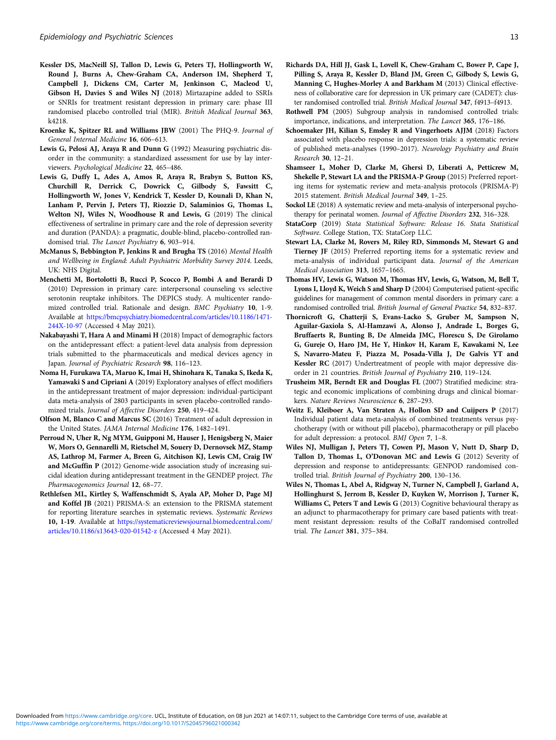**Kessler DS, MacNeill SJ, Tallon D, Lewis G, Peters TJ, Hollingworth W, Round J, Burns A, Chew-Graham CA, Anderson IM, Shepherd T, Campbell J, Dickens CM, Carter M, Jenkinson C, Macleod U, Gibson H, Davies S and Wiles NJ** (2018) Mirtazapine added to SSRIs or SNRIs for treatment resistant depression in primary care: phase III randomised placebo controlled trial (MIR). *British Medical Journal* **363**, k4218.

**Kroenke K, Spitzer RL and Williams JBW** (2001) The PHQ-9. *Journal of General Internal Medicine* **16**, 606–613.

**Lewis G, Pelosi AJ, Araya R and Dunn G** (1992) Measuring psychiatric disorder in the community: a standardized assessment for use by lay interviewers. *Psychological Medicine* **22**, 465–486.

**Lewis G, Duffy L, Ades A, Amos R, Araya R, Brabyn S, Button KS, Churchill R, Derrick C, Dowrick C, Gilbody S, Fawsitt C, Hollingworth W, Jones V, Kendrick T, Kessler D, Kounali D, Khan N, Lanham P, Pervin J, Peters TJ, Riozzie D, Salaminios G, Thomas L, Welton NJ, Wiles N, Woodhouse R and Lewis, G** (2019) The clinical effectiveness of sertraline in primary care and the role of depression severity and duration (PANDA): a pragmatic, double-blind, placebo-controlled randomised trial. *The Lancet Psychiatry* **6**, 903–914.

**McManus S, Bebbington P, Jenkins R and Brugha TS** (2016) *Mental Health and Wellbeing in England: Adult Psychiatric Morbidity Survey 2014*. Leeds, UK: NHS Digital.

**Menchetti M, Bortolotti B, Rucci P, Scocco P, Bombi A and Berardi D** (2010) Depression in primary care: interpersonal counseling vs selective serotonin reuptake inhibitors. The DEPICS study. A multicenter randomized controlled trial. Rationale and design. *BMC Psychiatry* **10**, 1-9. Available at https://bmcpsychiatry.biomedcentral.com/articles/10.1186/1471-244X-10-97 (Accessed 4 May 2021).

**Nakabayashi T, Hara A and Minami H** (2018) Impact of demographic factors on the antidepressant effect: a patient-level data analysis from depression trials submitted to the pharmaceuticals and medical devices agency in Japan. *Journal of Psychiatric Research* **98**, 116–123.

**Noma H, Furukawa TA, Maruo K, Imai H, Shinohara K, Tanaka S, Ikeda K, Yamawaki S and Cipriani A** (2019) Exploratory analyses of effect modifiers in the antidepressant treatment of major depression: individual-participant data meta-analysis of 2803 participants in seven placebo-controlled randomized trials. *Journal of Affective Disorders* **250**, 419–424.

**Olfson M, Blanco C and Marcus SC** (2016) Treatment of adult depression in the United States. *JAMA Internal Medicine* **176**, 1482–1491.

**Perroud N, Uher R, Ng MYM, Guipponi M, Hauser J, Henigsberg N, Maier W, Mors O, Gennarelli M, Rietschel M, Souery D, Dernovsek MZ, Stamp AS, Lathrop M, Farmer A, Breen G, Aitchison KJ, Lewis CM, Craig IW and McGuffin P** (2012) Genome-wide association study of increasing suicidal ideation during antidepressant treatment in the GENDEP project. *The Pharmacogenomics Journal* **12**, 68–77.

**Rethlefsen ML, Kirtley S, Waffenschmidt S, Ayala AP, Moher D, Page MJ and Koffel JB** (2021) PRISMA-S: an extension to the PRISMA statement for reporting literature searches in systematic reviews. *Systematic Reviews* **10, 1-19**. Available at https://systematicreviewsjournal.biomedcentral.com/articles/10.1186/s13643-020-01542-z (Accessed 4 May 2021).

**Richards DA, Hill JJ, Gask L, Lovell K, Chew-Graham C, Bower P, Cape J, Pilling S, Araya R, Kessler D, Bland JM, Green C, Gilbody S, Lewis G, Manning C, Hughes-Morley A and Barkham M** (2013) Clinical effectiveness of collaborative care for depression in UK primary care (CADET): cluster randomised controlled trial. *British Medical Journal* **347**, f4913–f4913.

**Rothwell PM** (2005) Subgroup analysis in randomised controlled trials: importance, indications, and interpretation. *The Lancet* **365**, 176–186.

**Schoemaker JH, Kilian S, Emsley R and Vingerhoets AJJM** (2018) Factors associated with placebo response in depression trials: a systematic review of published meta-analyses (1990–2017). *Neurology Psychiatry and Brain Research* **30**, 12–21.

**Shamseer L, Moher D, Clarke M, Ghersi D, Liberati A, Petticrew M, Shekelle P, Stewart LA and the PRISMA-P Group** (2015) Preferred reporting items for systematic review and meta-analysis protocols (PRISMA-P) 2015 statement. *British Medical Journal* **349**, 1–25.

**Sockol LE** (2018) A systematic review and meta-analysis of interpersonal psychotherapy for perinatal women. *Journal of Affective Disorders* **232**, 316–328.

**StataCorp** (2019) *Stata Statistical Software: Release 16. Stata Statistical Software*. College Station, TX: StataCorp LLC.

**Stewart LA, Clarke M, Rovers M, Riley RD, Simmonds M, Stewart G and Tierney JF** (2015) Preferred reporting items for a systematic review and meta-analysis of individual participant data. *Journal of the American Medical Association* **313**, 1657–1665.

**Thomas HV, Lewis G, Watson M, Thomas HV, Lewis, G, Watson, M, Bell T, Lyons I, Lloyd K, Weich S and Sharp D** (2004) Computerised patient-specific guidelines for management of common mental disorders in primary care: a randomised controlled trial. *British Journal of General Practice* **54**, 832–837.

**Thornicroft G, Chatterji S, Evans-Lacko S, Gruber M, Sampson N, Aguilar-Gaxiola S, Al-Hamzawi A, Alonso J, Andrade L, Borges G, Bruffaerts R, Bunting B, De Almeida JMC, Florescu S, De Girolamo G, Gureje O, Haro JM, He Y, Hinkov H, Karam E, Kawakami N, Lee S, Navarro-Mateu F, Piazza M, Posada-Villa J, De Galvis YT and Kessler RC** (2017) Undertreatment of people with major depressive disorder in 21 countries. *British Journal of Psychiatry* **210**, 119–124.

**Trusheim MR, Berndt ER and Douglas FL** (2007) Stratified medicine: strategic and economic implications of combining drugs and clinical biomarkers. *Nature Reviews Neuroscience* **6**, 287–293.

**Weitz E, Kleiboer A, Van Straten A, Hollon SD and Cuijpers P** (2017) Individual patient data meta-analysis of combined treatments versus psychotherapy (with or without pill placebo), pharmacotherapy or pill placebo for adult depression: a protocol. *BMJ Open* **7**, 1–8.

**Wiles NJ, Mulligan J, Peters TJ, Cowen PJ, Mason V, Nutt D, Sharp D, Tallon D, Thomas L, O'Donovan MC and Lewis G** (2012) Severity of depression and response to antidepressants: GENPOD randomised controlled trial. *British Journal of Psychiatry* **200**, 130–136.

**Wiles N, Thomas L, Abel A, Ridgway N, Turner N, Campbell J, Garland A, Hollinghurst S, Jerrom B, Kessler D, Kuyken W, Morrison J, Turner K, Williams C, Peters T and Lewis G** (2013) Cognitive behavioural therapy as an adjunct to pharmacotherapy for primary care based patients with treatment resistant depression: results of the CoBalT randomised controlled trial. *The Lancet* **381**, 375–384.